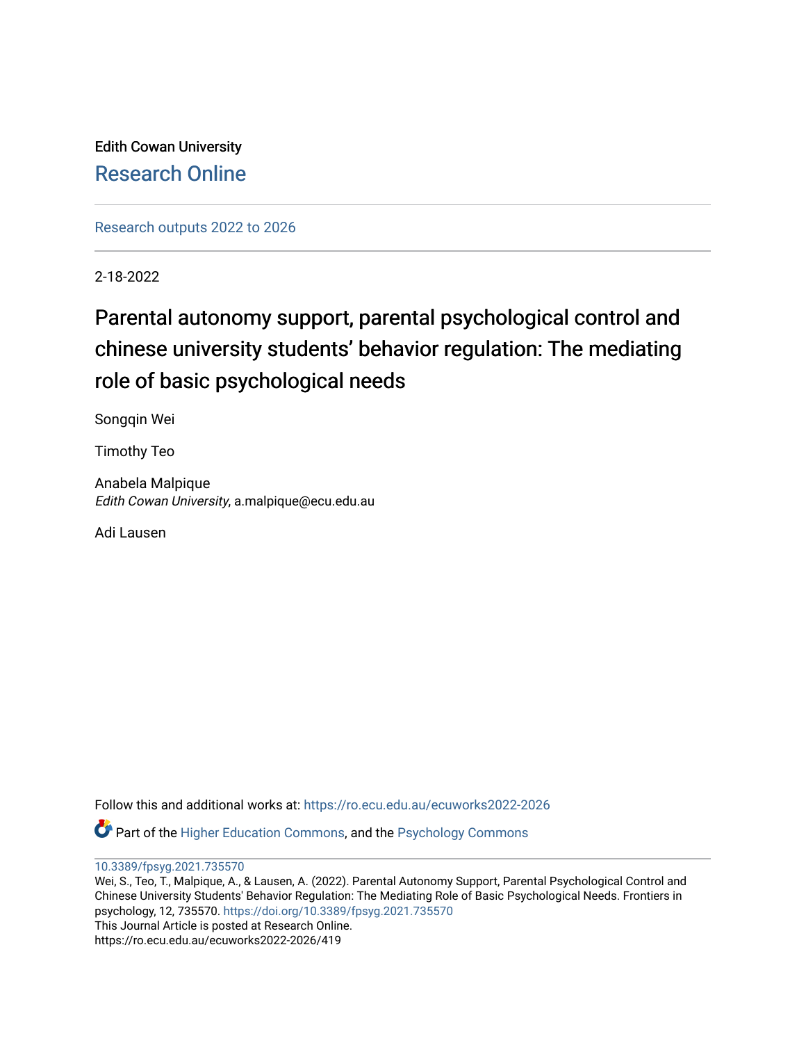Edith Cowan University

Research Online

Research outputs 2022 to 2026

2-18-2022

# Parental autonomy support, parental psychological control and chinese university students' behavior regulation: The mediating role of basic psychological needs

Songqin Wei

Timothy Teo

Anabela Malpique
*Edith Cowan University*, a.malpique@ecu.edu.au

Adi Lausen

Follow this and additional works at: https://ro.ecu.edu.au/ecuworks2022-2026

Part of the Higher Education Commons, and the Psychology Commons

10.3389/fpsyg.2021.735570

Wei, S., Teo, T., Malpique, A., & Lausen, A. (2022). Parental Autonomy Support, Parental Psychological Control and Chinese University Students' Behavior Regulation: The Mediating Role of Basic Psychological Needs. Frontiers in psychology, 12, 735570. https://doi.org/10.3389/fpsyg.2021.735570

This Journal Article is posted at Research Online.

https://ro.ecu.edu.au/ecuworks2022-2026/419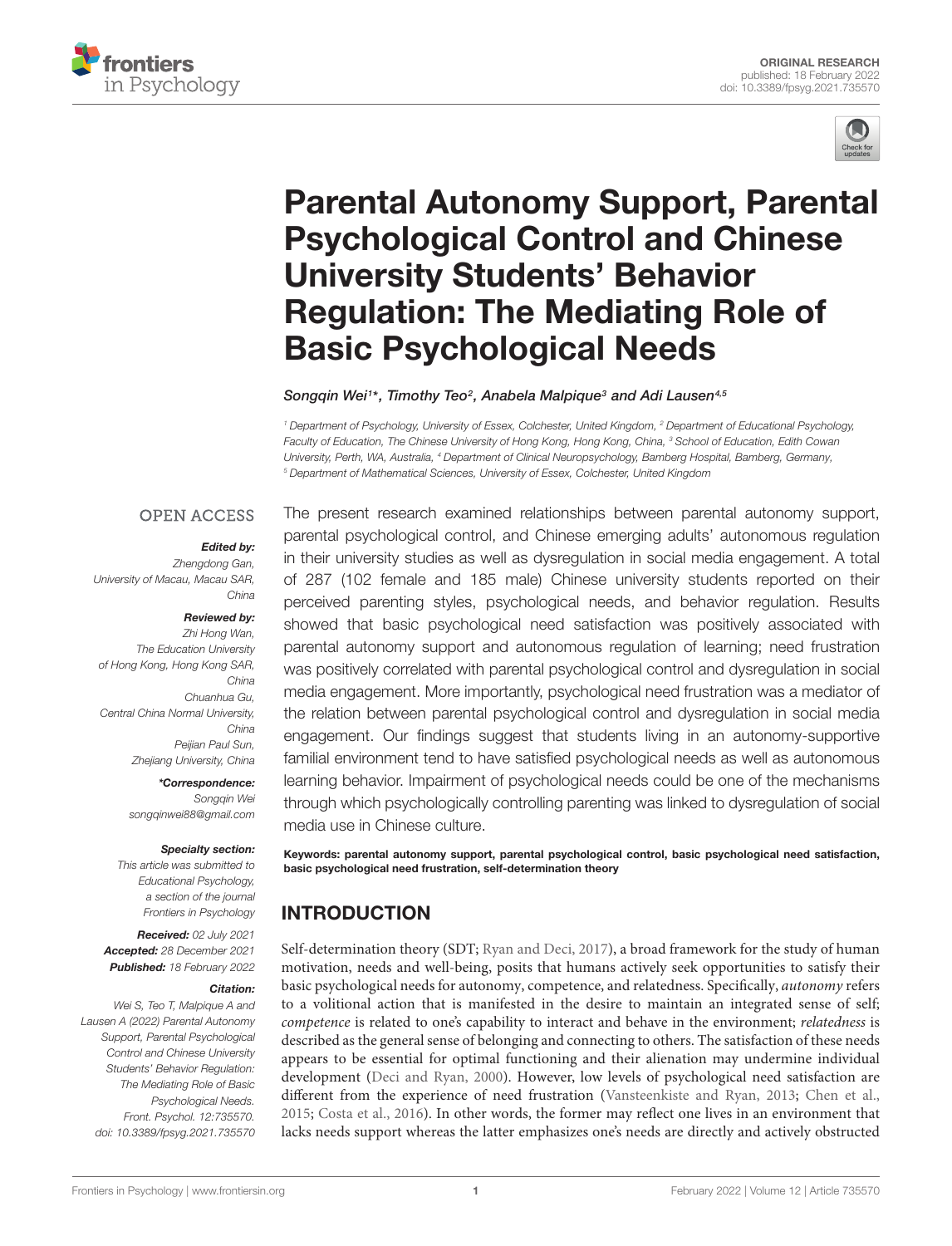# Parental Autonomy Support, Parental Psychological Control and Chinese University Students' Behavior Regulation: The Mediating Role of Basic Psychological Needs

*Songqin Wei[1]\*, Timothy Teo[2], Anabela Malpique[3] and Adi Lausen[4,5]*

[1] Department of Psychology, University of Essex, Colchester, United Kingdom, [2] Department of Educational Psychology, Faculty of Education, The Chinese University of Hong Kong, Hong Kong, China, [3] School of Education, Edith Cowan University, Perth, WA, Australia, [4] Department of Clinical Neuropsychology, Bamberg Hospital, Bamberg, Germany, [5] Department of Mathematical Sciences, University of Essex, Colchester, United Kingdom

OPEN ACCESS

**Edited by:**
*Zhengdong Gan, University of Macau, Macau SAR, China*

**Reviewed by:**
*Zhi Hong Wan, The Education University of Hong Kong, Hong Kong SAR, China*
*Chuanhua Gu, Central China Normal University, China*
*Peijian Paul Sun, Zhejiang University, China*

**\*Correspondence:**
*Songqin Wei*
*songqinwei88@gmail.com*

**Specialty section:**
*This article was submitted to Educational Psychology, a section of the journal Frontiers in Psychology*

***Received:*** *02 July 2021*
***Accepted:*** *28 December 2021*
***Published:*** *18 February 2022*

**Citation:**
*Wei S, Teo T, Malpique A and Lausen A (2022) Parental Autonomy Support, Parental Psychological Control and Chinese University Students' Behavior Regulation: The Mediating Role of Basic Psychological Needs. Front. Psychol. 12:735570. doi: 10.3389/fpsyg.2021.735570*

The present research examined relationships between parental autonomy support, parental psychological control, and Chinese emerging adults' autonomous regulation in their university studies as well as dysregulation in social media engagement. A total of 287 (102 female and 185 male) Chinese university students reported on their perceived parenting styles, psychological needs, and behavior regulation. Results showed that basic psychological need satisfaction was positively associated with parental autonomy support and autonomous regulation of learning; need frustration was positively correlated with parental psychological control and dysregulation in social media engagement. More importantly, psychological need frustration was a mediator of the relation between parental psychological control and dysregulation in social media engagement. Our findings suggest that students living in an autonomy-supportive familial environment tend to have satisfied psychological needs as well as autonomous learning behavior. Impairment of psychological needs could be one of the mechanisms through which psychologically controlling parenting was linked to dysregulation of social media use in Chinese culture.

**Keywords: parental autonomy support, parental psychological control, basic psychological need satisfaction, basic psychological need frustration, self-determination theory**

## INTRODUCTION

Self-determination theory (SDT; Ryan and Deci, 2017), a broad framework for the study of human motivation, needs and well-being, posits that humans actively seek opportunities to satisfy their basic psychological needs for autonomy, competence, and relatedness. Specifically, *autonomy* refers to a volitional action that is manifested in the desire to maintain an integrated sense of self; *competence* is related to one's capability to interact and behave in the environment; *relatedness* is described as the general sense of belonging and connecting to others. The satisfaction of these needs appears to be essential for optimal functioning and their alienation may undermine individual development (Deci and Ryan, 2000). However, low levels of psychological need satisfaction are different from the experience of need frustration (Vansteenkiste and Ryan, 2013; Chen et al., 2015; Costa et al., 2016). In other words, the former may reflect one lives in an environment that lacks needs support whereas the latter emphasizes one's needs are directly and actively obstructed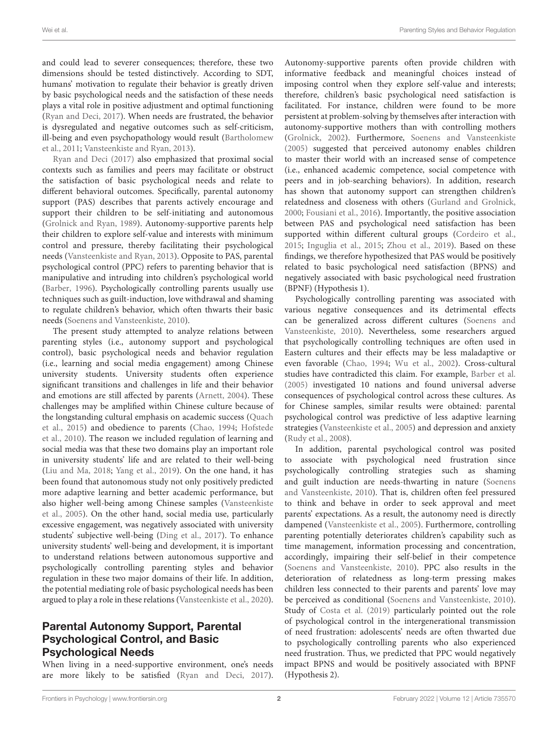and could lead to severer consequences; therefore, these two dimensions should be tested distinctively. According to SDT, humans' motivation to regulate their behavior is greatly driven by basic psychological needs and the satisfaction of these needs plays a vital role in positive adjustment and optimal functioning (Ryan and Deci, 2017). When needs are frustrated, the behavior is dysregulated and negative outcomes such as self-criticism, ill-being and even psychopathology would result (Bartholomew et al., 2011; Vansteenkiste and Ryan, 2013).

Ryan and Deci (2017) also emphasized that proximal social contexts such as families and peers may facilitate or obstruct the satisfaction of basic psychological needs and relate to different behavioral outcomes. Specifically, parental autonomy support (PAS) describes that parents actively encourage and support their children to be self-initiating and autonomous (Grolnick and Ryan, 1989). Autonomy-supportive parents help their children to explore self-value and interests with minimum control and pressure, thereby facilitating their psychological needs (Vansteenkiste and Ryan, 2013). Opposite to PAS, parental psychological control (PPC) refers to parenting behavior that is manipulative and intruding into children's psychological world (Barber, 1996). Psychologically controlling parents usually use techniques such as guilt-induction, love withdrawal and shaming to regulate children's behavior, which often thwarts their basic needs (Soenens and Vansteenkiste, 2010).

The present study attempted to analyze relations between parenting styles (i.e., autonomy support and psychological control), basic psychological needs and behavior regulation (i.e., learning and social media engagement) among Chinese university students. University students often experience significant transitions and challenges in life and their behavior and emotions are still affected by parents (Arnett, 2004). These challenges may be amplified within Chinese culture because of the longstanding cultural emphasis on academic success (Quach et al., 2015) and obedience to parents (Chao, 1994; Hofstede et al., 2010). The reason we included regulation of learning and social media was that these two domains play an important role in university students' life and are related to their well-being (Liu and Ma, 2018; Yang et al., 2019). On the one hand, it has been found that autonomous study not only positively predicted more adaptive learning and better academic performance, but also higher well-being among Chinese samples (Vansteenkiste et al., 2005). On the other hand, social media use, particularly excessive engagement, was negatively associated with university students' subjective well-being (Ding et al., 2017). To enhance university students' well-being and development, it is important to understand relations between autonomous supportive and psychologically controlling parenting styles and behavior regulation in these two major domains of their life. In addition, the potential mediating role of basic psychological needs has been argued to play a role in these relations (Vansteenkiste et al., 2020).

## Parental Autonomy Support, Parental Psychological Control, and Basic Psychological Needs

When living in a need-supportive environment, one's needs are more likely to be satisfied (Ryan and Deci, 2017). Autonomy-supportive parents often provide children with informative feedback and meaningful choices instead of imposing control when they explore self-value and interests; therefore, children's basic psychological need satisfaction is facilitated. For instance, children were found to be more persistent at problem-solving by themselves after interaction with autonomy-supportive mothers than with controlling mothers (Grolnick, 2002). Furthermore, Soenens and Vansteenkiste (2005) suggested that perceived autonomy enables children to master their world with an increased sense of competence (i.e., enhanced academic competence, social competence with peers and in job-searching behaviors). In addition, research has shown that autonomy support can strengthen children's relatedness and closeness with others (Gurland and Grolnick, 2000; Fousiani et al., 2016). Importantly, the positive association between PAS and psychological need satisfaction has been supported within different cultural groups (Cordeiro et al., 2015; Inguglia et al., 2015; Zhou et al., 2019). Based on these findings, we therefore hypothesized that PAS would be positively related to basic psychological need satisfaction (BPNS) and negatively associated with basic psychological need frustration (BPNF) (Hypothesis 1).

Psychologically controlling parenting was associated with various negative consequences and its detrimental effects can be generalized across different cultures (Soenens and Vansteenkiste, 2010). Nevertheless, some researchers argued that psychologically controlling techniques are often used in Eastern cultures and their effects may be less maladaptive or even favorable (Chao, 1994; Wu et al., 2002). Cross-cultural studies have contradicted this claim. For example, Barber et al. (2005) investigated 10 nations and found universal adverse consequences of psychological control across these cultures. As for Chinese samples, similar results were obtained: parental psychological control was predictive of less adaptive learning strategies (Vansteenkiste et al., 2005) and depression and anxiety (Rudy et al., 2008).

In addition, parental psychological control was posited to associate with psychological need frustration since psychologically controlling strategies such as shaming and guilt induction are needs-thwarting in nature (Soenens and Vansteenkiste, 2010). That is, children often feel pressured to think and behave in order to seek approval and meet parents' expectations. As a result, the autonomy need is directly dampened (Vansteenkiste et al., 2005). Furthermore, controlling parenting potentially deteriorates children's capability such as time management, information processing and concentration, accordingly, impairing their self-belief in their competence (Soenens and Vansteenkiste, 2010). PPC also results in the deterioration of relatedness as long-term pressing makes children less connected to their parents and parents' love may be perceived as conditional (Soenens and Vansteenkiste, 2010). Study of Costa et al. (2019) particularly pointed out the role of psychological control in the intergenerational transmission of need frustration: adolescents' needs are often thwarted due to psychologically controlling parents who also experienced need frustration. Thus, we predicted that PPC would negatively impact BPNS and would be positively associated with BPNF (Hypothesis 2).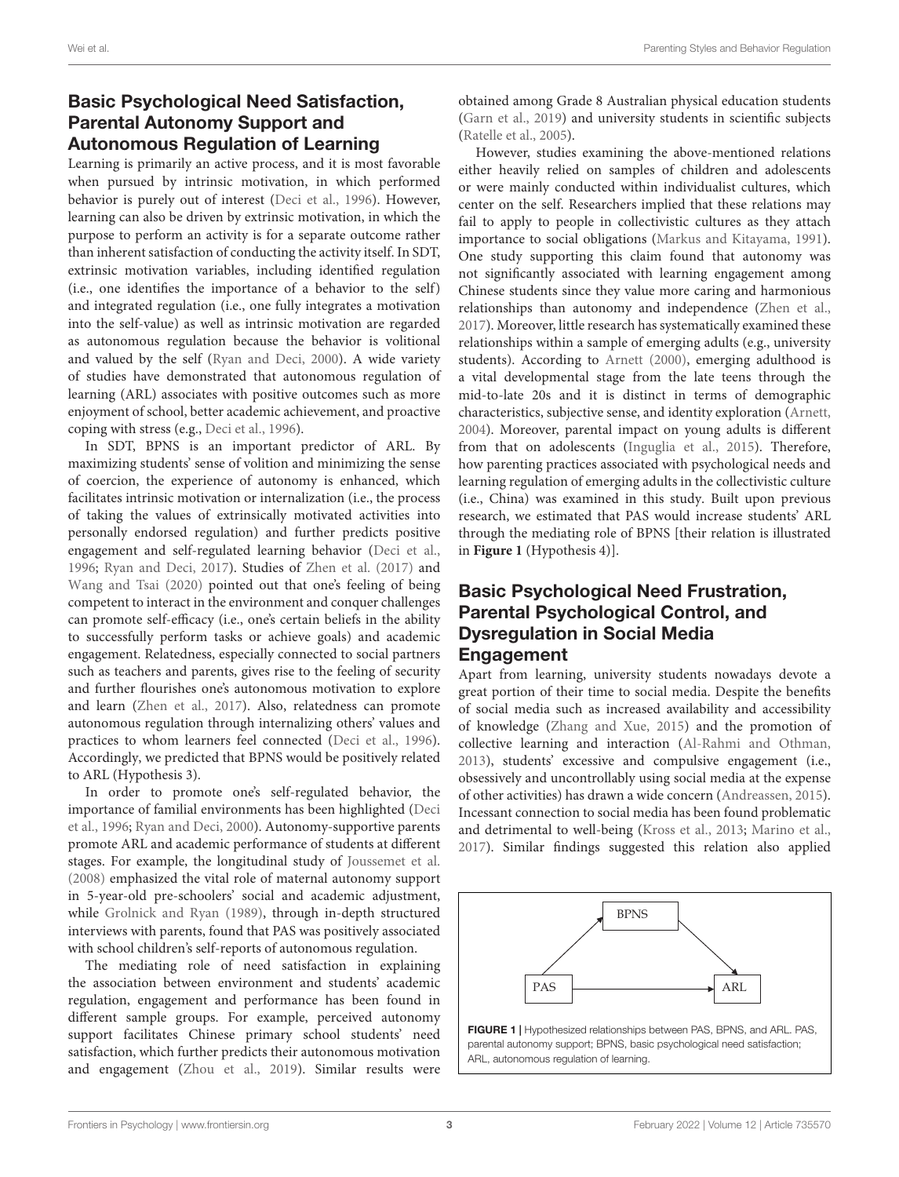## Basic Psychological Need Satisfaction, Parental Autonomy Support and Autonomous Regulation of Learning

Learning is primarily an active process, and it is most favorable when pursued by intrinsic motivation, in which performed behavior is purely out of interest (Deci et al., 1996). However, learning can also be driven by extrinsic motivation, in which the purpose to perform an activity is for a separate outcome rather than inherent satisfaction of conducting the activity itself. In SDT, extrinsic motivation variables, including identified regulation (i.e., one identifies the importance of a behavior to the self) and integrated regulation (i.e., one fully integrates a motivation into the self-value) as well as intrinsic motivation are regarded as autonomous regulation because the behavior is volitional and valued by the self (Ryan and Deci, 2000). A wide variety of studies have demonstrated that autonomous regulation of learning (ARL) associates with positive outcomes such as more enjoyment of school, better academic achievement, and proactive coping with stress (e.g., Deci et al., 1996).

In SDT, BPNS is an important predictor of ARL. By maximizing students' sense of volition and minimizing the sense of coercion, the experience of autonomy is enhanced, which facilitates intrinsic motivation or internalization (i.e., the process of taking the values of extrinsically motivated activities into personally endorsed regulation) and further predicts positive engagement and self-regulated learning behavior (Deci et al., 1996; Ryan and Deci, 2017). Studies of Zhen et al. (2017) and Wang and Tsai (2020) pointed out that one's feeling of being competent to interact in the environment and conquer challenges can promote self-efficacy (i.e., one's certain beliefs in the ability to successfully perform tasks or achieve goals) and academic engagement. Relatedness, especially connected to social partners such as teachers and parents, gives rise to the feeling of security and further flourishes one's autonomous motivation to explore and learn (Zhen et al., 2017). Also, relatedness can promote autonomous regulation through internalizing others' values and practices to whom learners feel connected (Deci et al., 1996). Accordingly, we predicted that BPNS would be positively related to ARL (Hypothesis 3).

In order to promote one's self-regulated behavior, the importance of familial environments has been highlighted (Deci et al., 1996; Ryan and Deci, 2000). Autonomy-supportive parents promote ARL and academic performance of students at different stages. For example, the longitudinal study of Joussemet et al. (2008) emphasized the vital role of maternal autonomy support in 5-year-old pre-schoolers' social and academic adjustment, while Grolnick and Ryan (1989), through in-depth structured interviews with parents, found that PAS was positively associated with school children's self-reports of autonomous regulation.

The mediating role of need satisfaction in explaining the association between environment and students' academic regulation, engagement and performance has been found in different sample groups. For example, perceived autonomy support facilitates Chinese primary school students' need satisfaction, which further predicts their autonomous motivation and engagement (Zhou et al., 2019). Similar results were obtained among Grade 8 Australian physical education students (Garn et al., 2019) and university students in scientific subjects (Ratelle et al., 2005).

However, studies examining the above-mentioned relations either heavily relied on samples of children and adolescents or were mainly conducted within individualist cultures, which center on the self. Researchers implied that these relations may fail to apply to people in collectivistic cultures as they attach importance to social obligations (Markus and Kitayama, 1991). One study supporting this claim found that autonomy was not significantly associated with learning engagement among Chinese students since they value more caring and harmonious relationships than autonomy and independence (Zhen et al., 2017). Moreover, little research has systematically examined these relationships within a sample of emerging adults (e.g., university students). According to Arnett (2000), emerging adulthood is a vital developmental stage from the late teens through the mid-to-late 20s and it is distinct in terms of demographic characteristics, subjective sense, and identity exploration (Arnett, 2004). Moreover, parental impact on young adults is different from that on adolescents (Inguglia et al., 2015). Therefore, how parenting practices associated with psychological needs and learning regulation of emerging adults in the collectivistic culture (i.e., China) was examined in this study. Built upon previous research, we estimated that PAS would increase students' ARL through the mediating role of BPNS [their relation is illustrated in **Figure 1** (Hypothesis 4)].

## Basic Psychological Need Frustration, Parental Psychological Control, and Dysregulation in Social Media Engagement

Apart from learning, university students nowadays devote a great portion of their time to social media. Despite the benefits of social media such as increased availability and accessibility of knowledge (Zhang and Xue, 2015) and the promotion of collective learning and interaction (Al-Rahmi and Othman, 2013), students' excessive and compulsive engagement (i.e., obsessively and uncontrollably using social media at the expense of other activities) has drawn a wide concern (Andreassen, 2015). Incessant connection to social media has been found problematic and detrimental to well-being (Kross et al., 2013; Marino et al., 2017). Similar findings suggested this relation also applied

**FIGURE 1 |** Hypothesized relationships between PAS, BPNS, and ARL. PAS, parental autonomy support; BPNS, basic psychological need satisfaction; ARL, autonomous regulation of learning.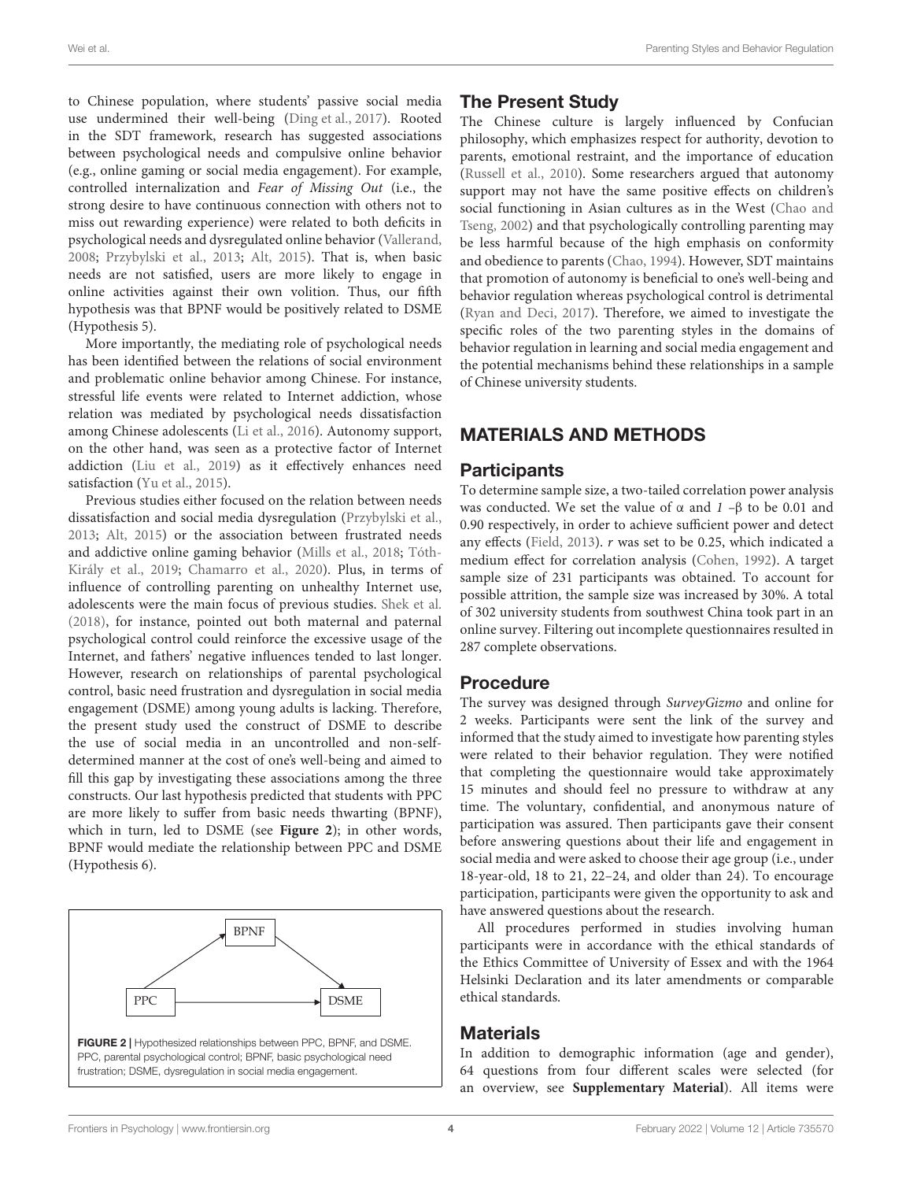to Chinese population, where students' passive social media use undermined their well-being (Ding et al., 2017). Rooted in the SDT framework, research has suggested associations between psychological needs and compulsive online behavior (e.g., online gaming or social media engagement). For example, controlled internalization and *Fear of Missing Out* (i.e., the strong desire to have continuous connection with others not to miss out rewarding experience) were related to both deficits in psychological needs and dysregulated online behavior (Vallerand, 2008; Przybylski et al., 2013; Alt, 2015). That is, when basic needs are not satisfied, users are more likely to engage in online activities against their own volition. Thus, our fifth hypothesis was that BPNF would be positively related to DSME (Hypothesis 5).

More importantly, the mediating role of psychological needs has been identified between the relations of social environment and problematic online behavior among Chinese. For instance, stressful life events were related to Internet addiction, whose relation was mediated by psychological needs dissatisfaction among Chinese adolescents (Li et al., 2016). Autonomy support, on the other hand, was seen as a protective factor of Internet addiction (Liu et al., 2019) as it effectively enhances need satisfaction (Yu et al., 2015).

Previous studies either focused on the relation between needs dissatisfaction and social media dysregulation (Przybylski et al., 2013; Alt, 2015) or the association between frustrated needs and addictive online gaming behavior (Mills et al., 2018; Tóth-Király et al., 2019; Chamarro et al., 2020). Plus, in terms of influence of controlling parenting on unhealthy Internet use, adolescents were the main focus of previous studies. Shek et al. (2018), for instance, pointed out both maternal and paternal psychological control could reinforce the excessive usage of the Internet, and fathers' negative influences tended to last longer. However, research on relationships of parental psychological control, basic need frustration and dysregulation in social media engagement (DSME) among young adults is lacking. Therefore, the present study used the construct of DSME to describe the use of social media in an uncontrolled and non-self-determined manner at the cost of one's well-being and aimed to fill this gap by investigating these associations among the three constructs. Our last hypothesis predicted that students with PPC are more likely to suffer from basic needs thwarting (BPNF), which in turn, led to DSME (see **Figure 2**); in other words, BPNF would mediate the relationship between PPC and DSME (Hypothesis 6).

**FIGURE 2** | Hypothesized relationships between PPC, BPNF, and DSME. PPC, parental psychological control; BPNF, basic psychological need frustration; DSME, dysregulation in social media engagement.

## The Present Study

The Chinese culture is largely influenced by Confucian philosophy, which emphasizes respect for authority, devotion to parents, emotional restraint, and the importance of education (Russell et al., 2010). Some researchers argued that autonomy support may not have the same positive effects on children's social functioning in Asian cultures as in the West (Chao and Tseng, 2002) and that psychologically controlling parenting may be less harmful because of the high emphasis on conformity and obedience to parents (Chao, 1994). However, SDT maintains that promotion of autonomy is beneficial to one's well-being and behavior regulation whereas psychological control is detrimental (Ryan and Deci, 2017). Therefore, we aimed to investigate the specific roles of the two parenting styles in the domains of behavior regulation in learning and social media engagement and the potential mechanisms behind these relationships in a sample of Chinese university students.

# MATERIALS AND METHODS

## Participants

To determine sample size, a two-tailed correlation power analysis was conducted. We set the value of $\alpha$ and $1 - \beta$ to be 0.01 and 0.90 respectively, in order to achieve sufficient power and detect any effects (Field, 2013). $r$ was set to be 0.25, which indicated a medium effect for correlation analysis (Cohen, 1992). A target sample size of 231 participants was obtained. To account for possible attrition, the sample size was increased by 30%. A total of 302 university students from southwest China took part in an online survey. Filtering out incomplete questionnaires resulted in 287 complete observations.

## Procedure

The survey was designed through *SurveyGizmo* and online for 2 weeks. Participants were sent the link of the survey and informed that the study aimed to investigate how parenting styles were related to their behavior regulation. They were notified that completing the questionnaire would take approximately 15 minutes and should feel no pressure to withdraw at any time. The voluntary, confidential, and anonymous nature of participation was assured. Then participants gave their consent before answering questions about their life and engagement in social media and were asked to choose their age group (i.e., under 18-year-old, 18 to 21, 22–24, and older than 24). To encourage participation, participants were given the opportunity to ask and have answered questions about the research.

All procedures performed in studies involving human participants were in accordance with the ethical standards of the Ethics Committee of University of Essex and with the 1964 Helsinki Declaration and its later amendments or comparable ethical standards.

## Materials

In addition to demographic information (age and gender), 64 questions from four different scales were selected (for an overview, see **Supplementary Material**). All items were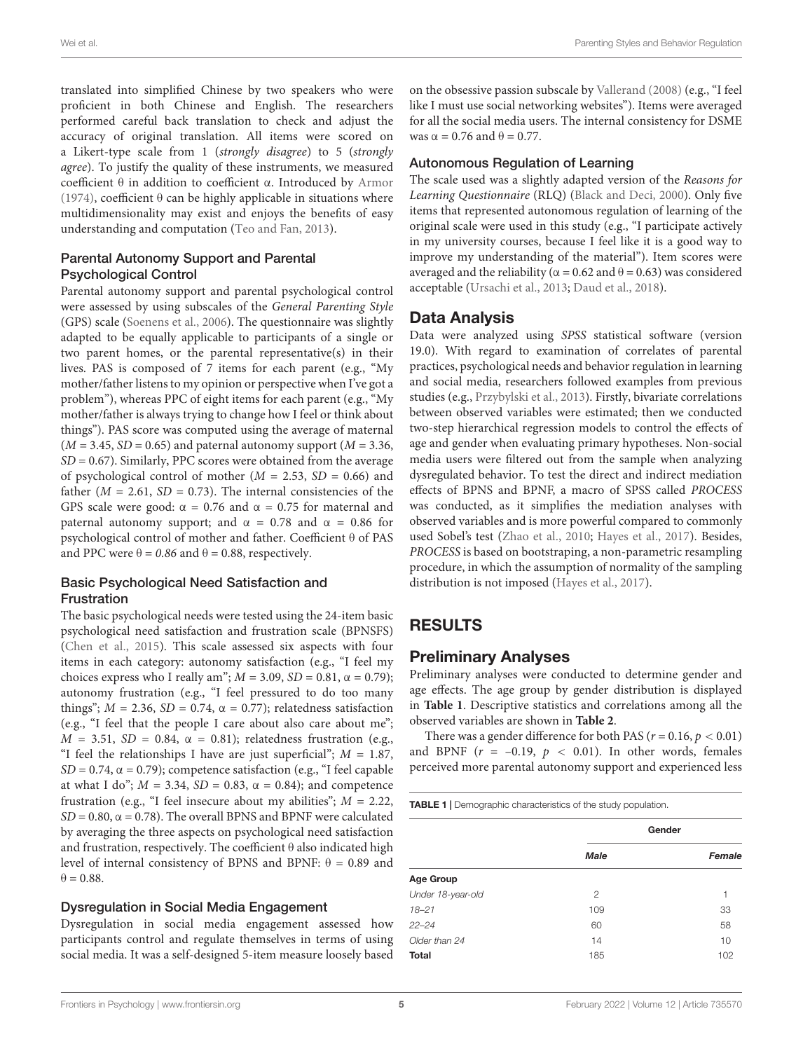translated into simplified Chinese by two speakers who were proficient in both Chinese and English. The researchers performed careful back translation to check and adjust the accuracy of original translation. All items were scored on a Likert-type scale from 1 (*strongly disagree*) to 5 (*strongly agree*). To justify the quality of these instruments, we measured coefficient θ in addition to coefficient α. Introduced by Armor (1974), coefficient θ can be highly applicable in situations where multidimensionality may exist and enjoys the benefits of easy understanding and computation (Teo and Fan, 2013).

### Parental Autonomy Support and Parental Psychological Control

Parental autonomy support and parental psychological control were assessed by using subscales of the *General Parenting Style* (GPS) scale (Soenens et al., 2006). The questionnaire was slightly adapted to be equally applicable to participants of a single or two parent homes, or the parental representative(s) in their lives. PAS is composed of 7 items for each parent (e.g., "My mother/father listens to my opinion or perspective when I've got a problem"), whereas PPC of eight items for each parent (e.g., "My mother/father is always trying to change how I feel or think about things"). PAS score was computed using the average of maternal ($M$ = 3.45, $SD$ = 0.65) and paternal autonomy support ($M$ = 3.36, $SD$ = 0.67). Similarly, PPC scores were obtained from the average of psychological control of mother ($M$ = 2.53, $SD$ = 0.66) and father ($M$ = 2.61, $SD$ = 0.73). The internal consistencies of the GPS scale were good: α = 0.76 and α = 0.75 for maternal and paternal autonomy support; and α = 0.78 and α = 0.86 for psychological control of mother and father. Coefficient θ of PAS and PPC were θ = *0.86* and θ = 0.88, respectively.

### Basic Psychological Need Satisfaction and Frustration

The basic psychological needs were tested using the 24-item basic psychological need satisfaction and frustration scale (BPNSFS) (Chen et al., 2015). This scale assessed six aspects with four items in each category: autonomy satisfaction (e.g., "I feel my choices express who I really am"; $M$ = 3.09, $SD$ = 0.81, α = 0.79); autonomy frustration (e.g., "I feel pressured to do too many things"; $M$ = 2.36, $SD$ = 0.74, α = 0.77); relatedness satisfaction (e.g., "I feel that the people I care about also care about me"; $M$ = 3.51, $SD$ = 0.84, α = 0.81); relatedness frustration (e.g., "I feel the relationships I have are just superficial"; $M$ = 1.87, $SD$ = 0.74, α = 0.79); competence satisfaction (e.g., "I feel capable at what I do"; $M$ = 3.34, $SD$ = 0.83, α = 0.84); and competence frustration (e.g., "I feel insecure about my abilities"; $M$ = 2.22, $SD$ = 0.80, α = 0.78). The overall BPNS and BPNF were calculated by averaging the three aspects on psychological need satisfaction and frustration, respectively. The coefficient θ also indicated high level of internal consistency of BPNS and BPNF: θ = 0.89 and θ = 0.88.

### Dysregulation in Social Media Engagement

Dysregulation in social media engagement assessed how participants control and regulate themselves in terms of using social media. It was a self-designed 5-item measure loosely based on the obsessive passion subscale by Vallerand (2008) (e.g., "I feel like I must use social networking websites"). Items were averaged for all the social media users. The internal consistency for DSME was α = 0.76 and θ = 0.77.

### Autonomous Regulation of Learning

The scale used was a slightly adapted version of the *Reasons for Learning Questionnaire* (RLQ) (Black and Deci, 2000). Only five items that represented autonomous regulation of learning of the original scale were used in this study (e.g., "I participate actively in my university courses, because I feel like it is a good way to improve my understanding of the material"). Item scores were averaged and the reliability (α = 0.62 and θ = 0.63) was considered acceptable (Ursachi et al., 2013; Daud et al., 2018).

## Data Analysis

Data were analyzed using *SPSS* statistical software (version 19.0). With regard to examination of correlates of parental practices, psychological needs and behavior regulation in learning and social media, researchers followed examples from previous studies (e.g., Przybylski et al., 2013). Firstly, bivariate correlations between observed variables were estimated; then we conducted two-step hierarchical regression models to control the effects of age and gender when evaluating primary hypotheses. Non-social media users were filtered out from the sample when analyzing dysregulated behavior. To test the direct and indirect mediation effects of BPNS and BPNF, a macro of SPSS called *PROCESS* was conducted, as it simplifies the mediation analyses with observed variables and is more powerful compared to commonly used Sobel's test (Zhao et al., 2010; Hayes et al., 2017). Besides, *PROCESS* is based on bootstraping, a non-parametric resampling procedure, in which the assumption of normality of the sampling distribution is not imposed (Hayes et al., 2017).

# RESULTS

## Preliminary Analyses

Preliminary analyses were conducted to determine gender and age effects. The age group by gender distribution is displayed in **Table 1**. Descriptive statistics and correlations among all the observed variables are shown in **Table 2**.

There was a gender difference for both PAS ($r$ = 0.16, $p$ < 0.01) and BPNF ($r$ = −0.19, $p$ < 0.01). In other words, females perceived more parental autonomy support and experienced less

**TABLE 1** | Demographic characteristics of the study population.

| | Gender | |
|---|---|---|
| | ***Male*** | ***Female*** |
| **Age Group** | | |
| *Under 18-year-old* | 2 | 1 |
| *18–21* | 109 | 33 |
| *22–24* | 60 | 58 |
| *Older than 24* | 14 | 10 |
| **Total** | 185 | 102 |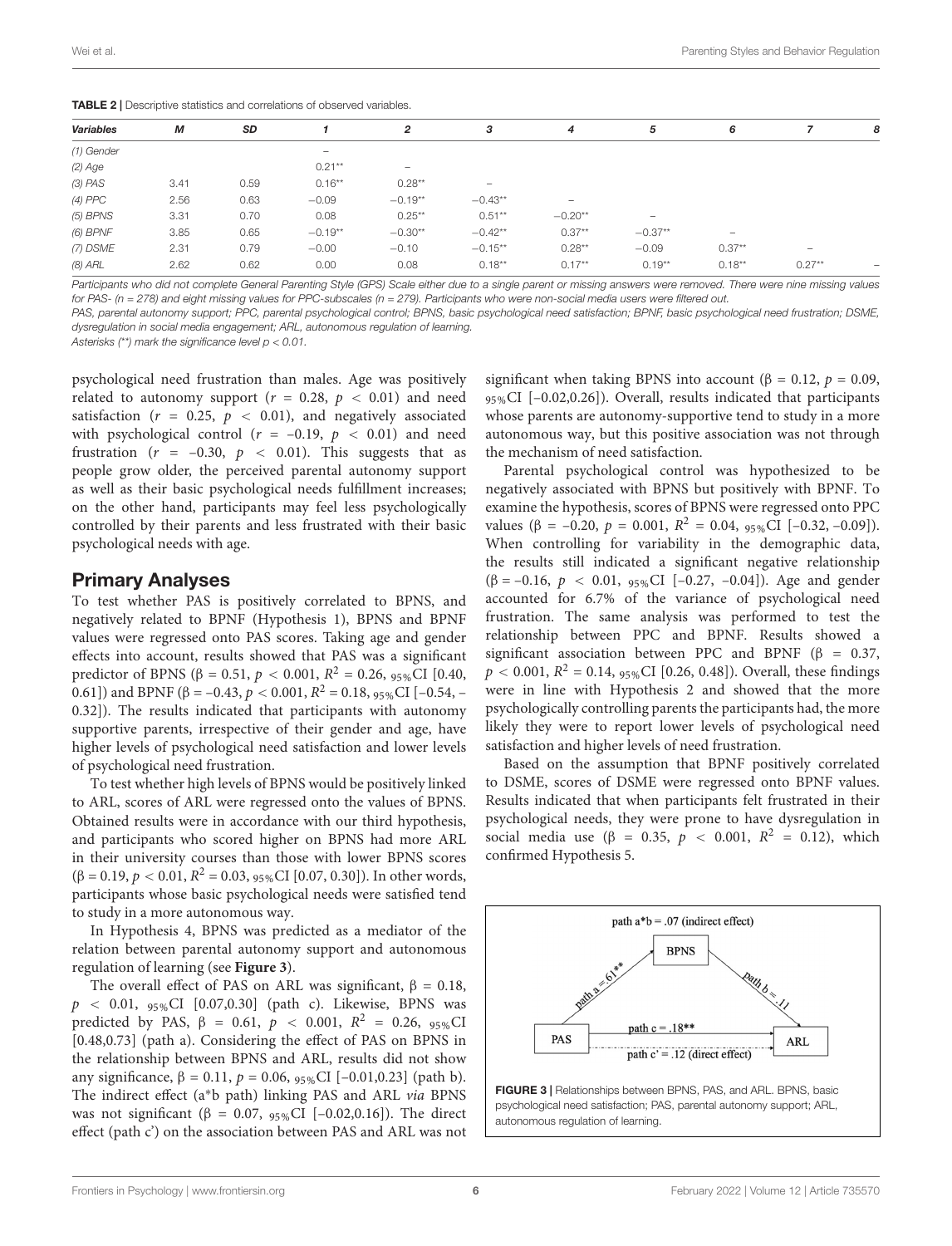**TABLE 2** | Descriptive statistics and correlations of observed variables.

| *Variables* | *M* | *SD* | *1* | *2* | *3* | *4* | *5* | *6* | *7* | *8* |
|---|---|---|---|---|---|---|---|---|---|---|
| *(1) Gender* | | | – | | | | | | | |
| *(2) Age* | | | 0.21** | – | | | | | | |
| *(3) PAS* | 3.41 | 0.59 | 0.16** | 0.28** | – | | | | | |
| *(4) PPC* | 2.56 | 0.63 | −0.09 | −0.19** | −0.43** | – | | | | |
| *(5) BPNS* | 3.31 | 0.70 | 0.08 | 0.25** | 0.51** | −0.20** | – | | | |
| *(6) BPNF* | 3.85 | 0.65 | −0.19** | −0.30** | −0.42** | 0.37** | −0.37** | – | | |
| *(7) DSME* | 2.31 | 0.79 | −0.00 | −0.10 | −0.15** | 0.28** | −0.09 | 0.37** | – | |
| *(8) ARL* | 2.62 | 0.62 | 0.00 | 0.08 | 0.18** | 0.17** | 0.19** | 0.18** | 0.27** | – |

*Participants who did not complete General Parenting Style (GPS) Scale either due to a single parent or missing answers were removed. There were nine missing values for PAS- (n = 278) and eight missing values for PPC-subscales (n = 279). Participants who were non-social media users were filtered out.*

*PAS, parental autonomy support; PPC, parental psychological control; BPNS, basic psychological need satisfaction; BPNF, basic psychological need frustration; DSME, dysregulation in social media engagement; ARL, autonomous regulation of learning.*

*Asterisks (**) mark the significance level p < 0.01.*

psychological need frustration than males. Age was positively related to autonomy support ($r = 0.28$, $p < 0.01$) and need satisfaction ($r = 0.25$, $p < 0.01$), and negatively associated with psychological control ($r = -0.19$, $p < 0.01$) and need frustration ($r = -0.30$, $p < 0.01$). This suggests that as people grow older, the perceived parental autonomy support as well as their basic psychological needs fulfillment increases; on the other hand, participants may feel less psychologically controlled by their parents and less frustrated with their basic psychological needs with age.

## Primary Analyses

To test whether PAS is positively correlated to BPNS, and negatively related to BPNF (Hypothesis 1), BPNS and BPNF values were regressed onto PAS scores. Taking age and gender effects into account, results showed that PAS was a significant predictor of BPNS ($\beta = 0.51$, $p < 0.001$, $R^2 = 0.26$, $_{95\%}$CI [0.40, 0.61]) and BPNF ($\beta = -0.43$, $p < 0.001$, $R^2 = 0.18$, $_{95\%}$CI [−0.54, −0.32]). The results indicated that participants with autonomy supportive parents, irrespective of their gender and age, have higher levels of psychological need satisfaction and lower levels of psychological need frustration.

To test whether high levels of BPNS would be positively linked to ARL, scores of ARL were regressed onto the values of BPNS. Obtained results were in accordance with our third hypothesis, and participants who scored higher on BPNS had more ARL in their university courses than those with lower BPNS scores ($\beta = 0.19$, $p < 0.01$, $R^2 = 0.03$, $_{95\%}$CI [0.07, 0.30]). In other words, participants whose basic psychological needs were satisfied tend to study in a more autonomous way.

In Hypothesis 4, BPNS was predicted as a mediator of the relation between parental autonomy support and autonomous regulation of learning (see **Figure 3**).

The overall effect of PAS on ARL was significant, $\beta = 0.18$, $p < 0.01$, $_{95\%}$CI [0.07,0.30] (path c). Likewise, BPNS was predicted by PAS, $\beta = 0.61$, $p < 0.001$, $R^2 = 0.26$, $_{95\%}$CI [0.48,0.73] (path a). Considering the effect of PAS on BPNS in the relationship between BPNS and ARL, results did not show any significance, $\beta = 0.11$, $p = 0.06$, $_{95\%}$CI [−0.01,0.23] (path b). The indirect effect (a*b path) linking PAS and ARL *via* BPNS was not significant ($\beta = 0.07$, $_{95\%}$CI [−0.02,0.16]). The direct effect (path c') on the association between PAS and ARL was not significant when taking BPNS into account ($\beta = 0.12$, $p = 0.09$, $_{95\%}$CI [−0.02,0.26]). Overall, results indicated that participants whose parents are autonomy-supportive tend to study in a more autonomous way, but this positive association was not through the mechanism of need satisfaction.

Parental psychological control was hypothesized to be negatively associated with BPNS but positively with BPNF. To examine the hypothesis, scores of BPNS were regressed onto PPC values ($\beta = -0.20$, $p = 0.001$, $R^2 = 0.04$, $_{95\%}$CI [−0.32, −0.09]). When controlling for variability in the demographic data, the results still indicated a significant negative relationship ($\beta = -0.16$, $p < 0.01$, $_{95\%}$CI [−0.27, −0.04]). Age and gender accounted for 6.7% of the variance of psychological need frustration. The same analysis was performed to test the relationship between PPC and BPNF. Results showed a significant association between PPC and BPNF ($\beta = 0.37$, $p < 0.001$, $R^2 = 0.14$, $_{95\%}$CI [0.26, 0.48]). Overall, these findings were in line with Hypothesis 2 and showed that the more psychologically controlling parents the participants had, the more likely they were to report lower levels of psychological need satisfaction and higher levels of need frustration.

Based on the assumption that BPNF positively correlated to DSME, scores of DSME were regressed onto BPNF values. Results indicated that when participants felt frustrated in their psychological needs, they were prone to have dysregulation in social media use ($\beta = 0.35$, $p < 0.001$, $R^2 = 0.12$), which confirmed Hypothesis 5.

path a*b = .07 (indirect effect)

BPNS

path a = .61**

path b = .11

PAS

path c = .18**

path c' = .12 (direct effect)

ARL

**FIGURE 3** | Relationships between BPNS, PAS, and ARL. BPNS, basic psychological need satisfaction; PAS, parental autonomy support; ARL, autonomous regulation of learning.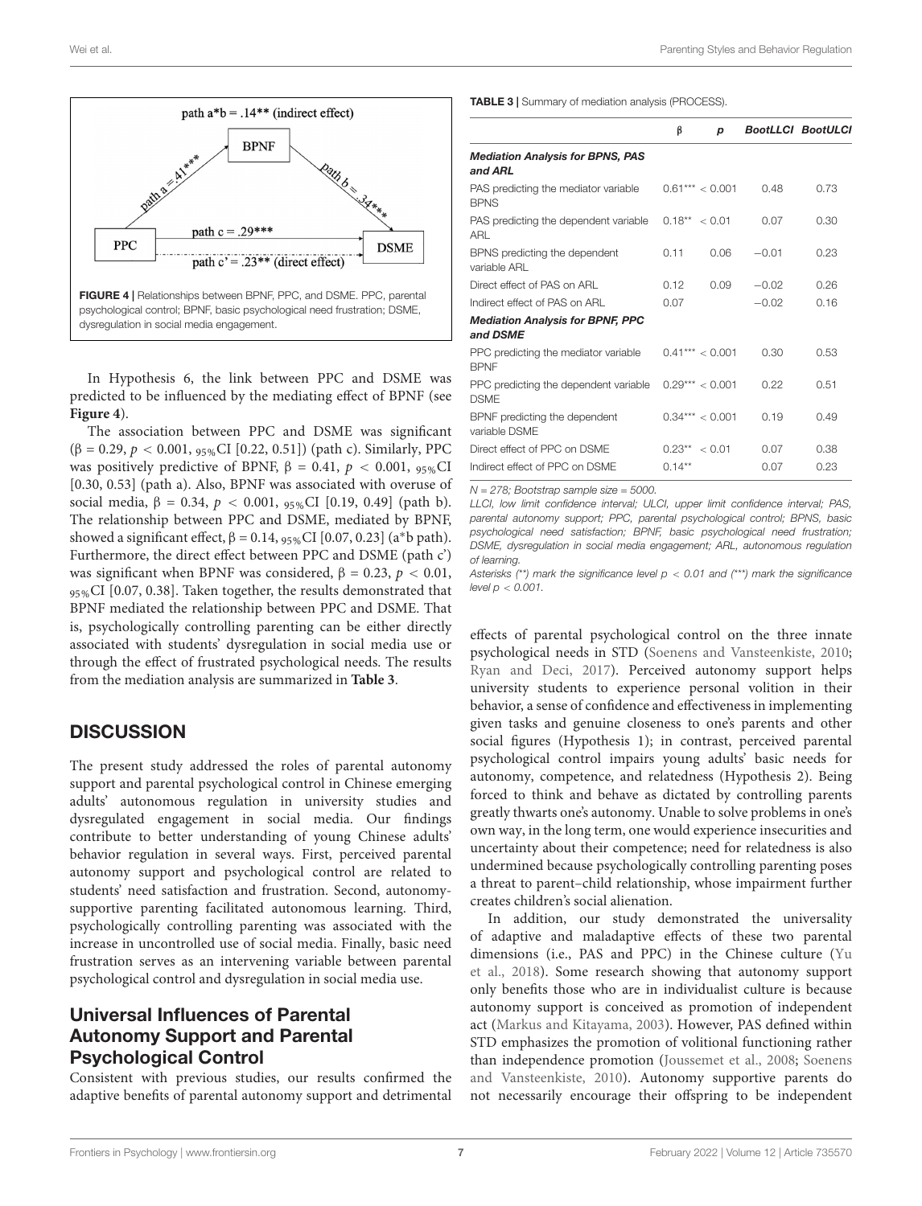FIGURE 4 | Relationships between BPNF, PPC, and DSME. PPC, parental psychological control; BPNF, basic psychological need frustration; DSME, dysregulation in social media engagement.

In Hypothesis 6, the link between PPC and DSME was predicted to be influenced by the mediating effect of BPNF (see **Figure 4**).

The association between PPC and DSME was significant ($\beta = 0.29$, $p < 0.001$, $_{95\%}$CI [0.22, 0.51]) (path c). Similarly, PPC was positively predictive of BPNF, $\beta = 0.41$, $p < 0.001$, $_{95\%}$CI [0.30, 0.53] (path a). Also, BPNF was associated with overuse of social media, $\beta = 0.34$, $p < 0.001$, $_{95\%}$CI [0.19, 0.49] (path b). The relationship between PPC and DSME, mediated by BPNF, showed a significant effect, $\beta = 0.14$, $_{95\%}$CI [0.07, 0.23] (a*b path). Furthermore, the direct effect between PPC and DSME (path c') was significant when BPNF was considered, $\beta = 0.23$, $p < 0.01$, $_{95\%}$CI [0.07, 0.38]. Taken together, the results demonstrated that BPNF mediated the relationship between PPC and DSME. That is, psychologically controlling parenting can be either directly associated with students' dysregulation in social media use or through the effect of frustrated psychological needs. The results from the mediation analysis are summarized in **Table 3**.

## DISCUSSION

The present study addressed the roles of parental autonomy support and parental psychological control in Chinese emerging adults' autonomous regulation in university studies and dysregulated engagement in social media. Our findings contribute to better understanding of young Chinese adults' behavior regulation in several ways. First, perceived parental autonomy support and psychological control are related to students' need satisfaction and frustration. Second, autonomy-supportive parenting facilitated autonomous learning. Third, psychologically controlling parenting was associated with the increase in uncontrolled use of social media. Finally, basic need frustration serves as an intervening variable between parental psychological control and dysregulation in social media use.

### Universal Influences of Parental Autonomy Support and Parental Psychological Control

Consistent with previous studies, our results confirmed the adaptive benefits of parental autonomy support and detrimental effects of parental psychological control on the three innate psychological needs in STD (Soenens and Vansteenkiste, 2010; Ryan and Deci, 2017). Perceived autonomy support helps university students to experience personal volition in their behavior, a sense of confidence and effectiveness in implementing given tasks and genuine closeness to one's parents and other social figures (Hypothesis 1); in contrast, perceived parental psychological control impairs young adults' basic needs for autonomy, competence, and relatedness (Hypothesis 2). Being forced to think and behave as dictated by controlling parents greatly thwarts one's autonomy. Unable to solve problems in one's own way, in the long term, one would experience insecurities and uncertainty about their competence; need for relatedness is also undermined because psychologically controlling parenting poses a threat to parent–child relationship, whose impairment further creates children's social alienation.

In addition, our study demonstrated the universality of adaptive and maladaptive effects of these two parental dimensions (i.e., PAS and PPC) in the Chinese culture (Yu et al., 2018). Some research showing that autonomy support only benefits those who are in individualist culture is because autonomy support is conceived as promotion of independent act (Markus and Kitayama, 2003). However, PAS defined within STD emphasizes the promotion of volitional functioning rather than independence promotion (Joussemet et al., 2008; Soenens and Vansteenkiste, 2010). Autonomy supportive parents do not necessarily encourage their offspring to be independent

**TABLE 3** | Summary of mediation analysis (PROCESS).

| | β | p | BootLLCI | BootULCI |
|---|---|---|---|---|
| ***Mediation Analysis for BPNS, PAS and ARL*** | | | | |
| PAS predicting the mediator variable BPNS | 0.61*** | < 0.001 | 0.48 | 0.73 |
| PAS predicting the dependent variable ARL | 0.18** | < 0.01 | 0.07 | 0.30 |
| BPNS predicting the dependent variable ARL | 0.11 | 0.06 | −0.01 | 0.23 |
| Direct effect of PAS on ARL | 0.12 | 0.09 | −0.02 | 0.26 |
| Indirect effect of PAS on ARL | 0.07 | | −0.02 | 0.16 |
| ***Mediation Analysis for BPNF, PPC and DSME*** | | | | |
| PPC predicting the mediator variable BPNF | 0.41*** | < 0.001 | 0.30 | 0.53 |
| PPC predicting the dependent variable DSME | 0.29*** | < 0.001 | 0.22 | 0.51 |
| BPNF predicting the dependent variable DSME | 0.34*** | < 0.001 | 0.19 | 0.49 |
| Direct effect of PPC on DSME | 0.23** | < 0.01 | 0.07 | 0.38 |
| Indirect effect of PPC on DSME | 0.14** | | 0.07 | 0.23 |

*N = 278; Bootstrap sample size = 5000.*

*LLCI, low limit confidence interval; ULCI, upper limit confidence interval; PAS, parental autonomy support; PPC, parental psychological control; BPNS, basic psychological need satisfaction; BPNF, basic psychological need frustration; DSME, dysregulation in social media engagement; ARL, autonomous regulation of learning.*

*Asterisks (**) mark the significance level p < 0.01 and (***) mark the significance level p < 0.001.*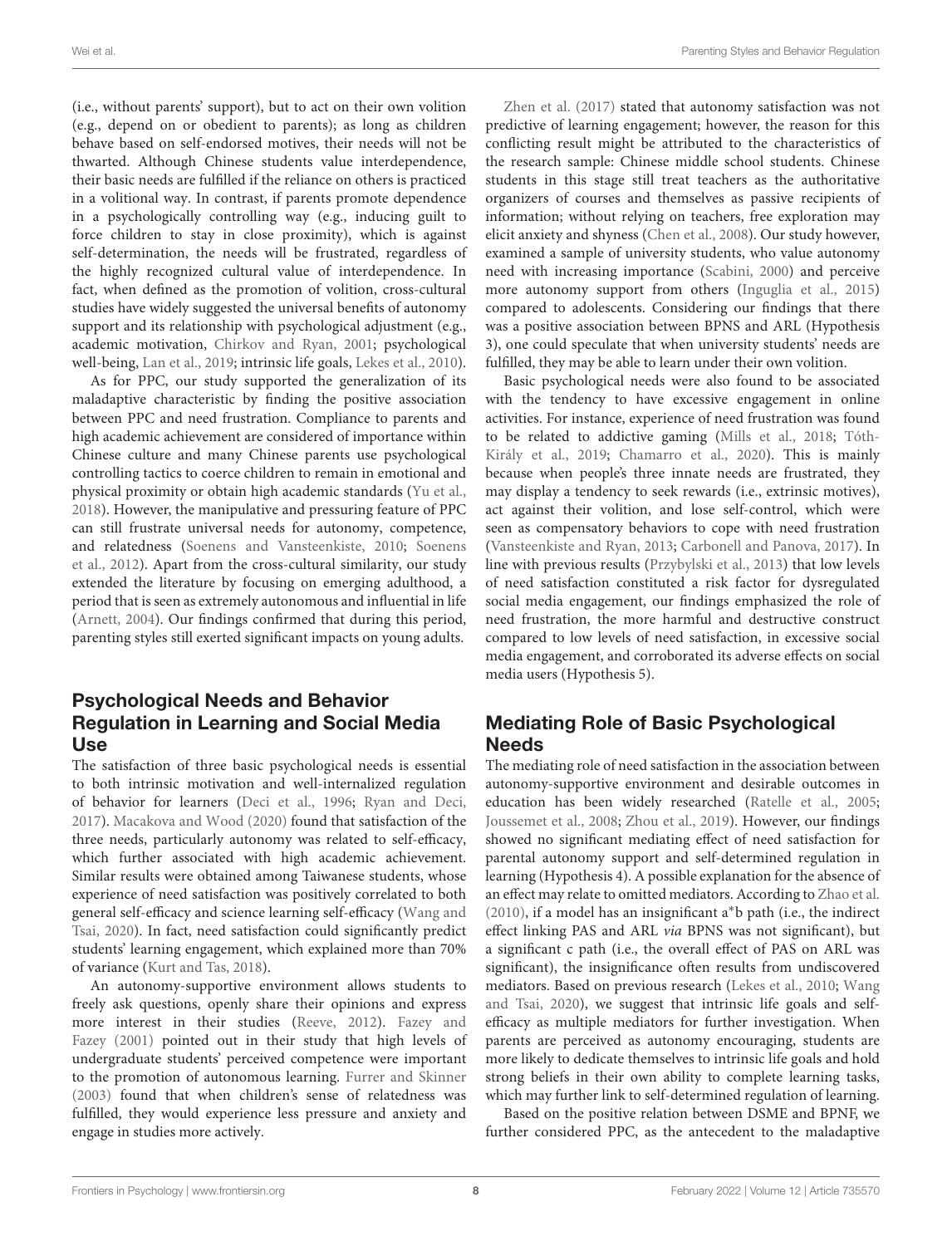(i.e., without parents' support), but to act on their own volition (e.g., depend on or obedient to parents); as long as children behave based on self-endorsed motives, their needs will not be thwarted. Although Chinese students value interdependence, their basic needs are fulfilled if the reliance on others is practiced in a volitional way. In contrast, if parents promote dependence in a psychologically controlling way (e.g., inducing guilt to force children to stay in close proximity), which is against self-determination, the needs will be frustrated, regardless of the highly recognized cultural value of interdependence. In fact, when defined as the promotion of volition, cross-cultural studies have widely suggested the universal benefits of autonomy support and its relationship with psychological adjustment (e.g., academic motivation, Chirkov and Ryan, 2001; psychological well-being, Lan et al., 2019; intrinsic life goals, Lekes et al., 2010).

As for PPC, our study supported the generalization of its maladaptive characteristic by finding the positive association between PPC and need frustration. Compliance to parents and high academic achievement are considered of importance within Chinese culture and many Chinese parents use psychological controlling tactics to coerce children to remain in emotional and physical proximity or obtain high academic standards (Yu et al., 2018). However, the manipulative and pressuring feature of PPC can still frustrate universal needs for autonomy, competence, and relatedness (Soenens and Vansteenkiste, 2010; Soenens et al., 2012). Apart from the cross-cultural similarity, our study extended the literature by focusing on emerging adulthood, a period that is seen as extremely autonomous and influential in life (Arnett, 2004). Our findings confirmed that during this period, parenting styles still exerted significant impacts on young adults.

## Psychological Needs and Behavior Regulation in Learning and Social Media Use

The satisfaction of three basic psychological needs is essential to both intrinsic motivation and well-internalized regulation of behavior for learners (Deci et al., 1996; Ryan and Deci, 2017). Macakova and Wood (2020) found that satisfaction of the three needs, particularly autonomy was related to self-efficacy, which further associated with high academic achievement. Similar results were obtained among Taiwanese students, whose experience of need satisfaction was positively correlated to both general self-efficacy and science learning self-efficacy (Wang and Tsai, 2020). In fact, need satisfaction could significantly predict students' learning engagement, which explained more than 70% of variance (Kurt and Tas, 2018).

An autonomy-supportive environment allows students to freely ask questions, openly share their opinions and express more interest in their studies (Reeve, 2012). Fazey and Fazey (2001) pointed out in their study that high levels of undergraduate students' perceived competence were important to the promotion of autonomous learning. Furrer and Skinner (2003) found that when children's sense of relatedness was fulfilled, they would experience less pressure and anxiety and engage in studies more actively.

Zhen et al. (2017) stated that autonomy satisfaction was not predictive of learning engagement; however, the reason for this conflicting result might be attributed to the characteristics of the research sample: Chinese middle school students. Chinese students in this stage still treat teachers as the authoritative organizers of courses and themselves as passive recipients of information; without relying on teachers, free exploration may elicit anxiety and shyness (Chen et al., 2008). Our study however, examined a sample of university students, who value autonomy need with increasing importance (Scabini, 2000) and perceive more autonomy support from others (Inguglia et al., 2015) compared to adolescents. Considering our findings that there was a positive association between BPNS and ARL (Hypothesis 3), one could speculate that when university students' needs are fulfilled, they may be able to learn under their own volition.

Basic psychological needs were also found to be associated with the tendency to have excessive engagement in online activities. For instance, experience of need frustration was found to be related to addictive gaming (Mills et al., 2018; Tóth-Király et al., 2019; Chamarro et al., 2020). This is mainly because when people's three innate needs are frustrated, they may display a tendency to seek rewards (i.e., extrinsic motives), act against their volition, and lose self-control, which were seen as compensatory behaviors to cope with need frustration (Vansteenkiste and Ryan, 2013; Carbonell and Panova, 2017). In line with previous results (Przybylski et al., 2013) that low levels of need satisfaction constituted a risk factor for dysregulated social media engagement, our findings emphasized the role of need frustration, the more harmful and destructive construct compared to low levels of need satisfaction, in excessive social media engagement, and corroborated its adverse effects on social media users (Hypothesis 5).

## Mediating Role of Basic Psychological Needs

The mediating role of need satisfaction in the association between autonomy-supportive environment and desirable outcomes in education has been widely researched (Ratelle et al., 2005; Joussemet et al., 2008; Zhou et al., 2019). However, our findings showed no significant mediating effect of need satisfaction for parental autonomy support and self-determined regulation in learning (Hypothesis 4). A possible explanation for the absence of an effect may relate to omitted mediators. According to Zhao et al. (2010), if a model has an insignificant a*b path (i.e., the indirect effect linking PAS and ARL *via* BPNS was not significant), but a significant c path (i.e., the overall effect of PAS on ARL was significant), the insignificance often results from undiscovered mediators. Based on previous research (Lekes et al., 2010; Wang and Tsai, 2020), we suggest that intrinsic life goals and self-efficacy as multiple mediators for further investigation. When parents are perceived as autonomy encouraging, students are more likely to dedicate themselves to intrinsic life goals and hold strong beliefs in their own ability to complete learning tasks, which may further link to self-determined regulation of learning.

Based on the positive relation between DSME and BPNF, we further considered PPC, as the antecedent to the maladaptive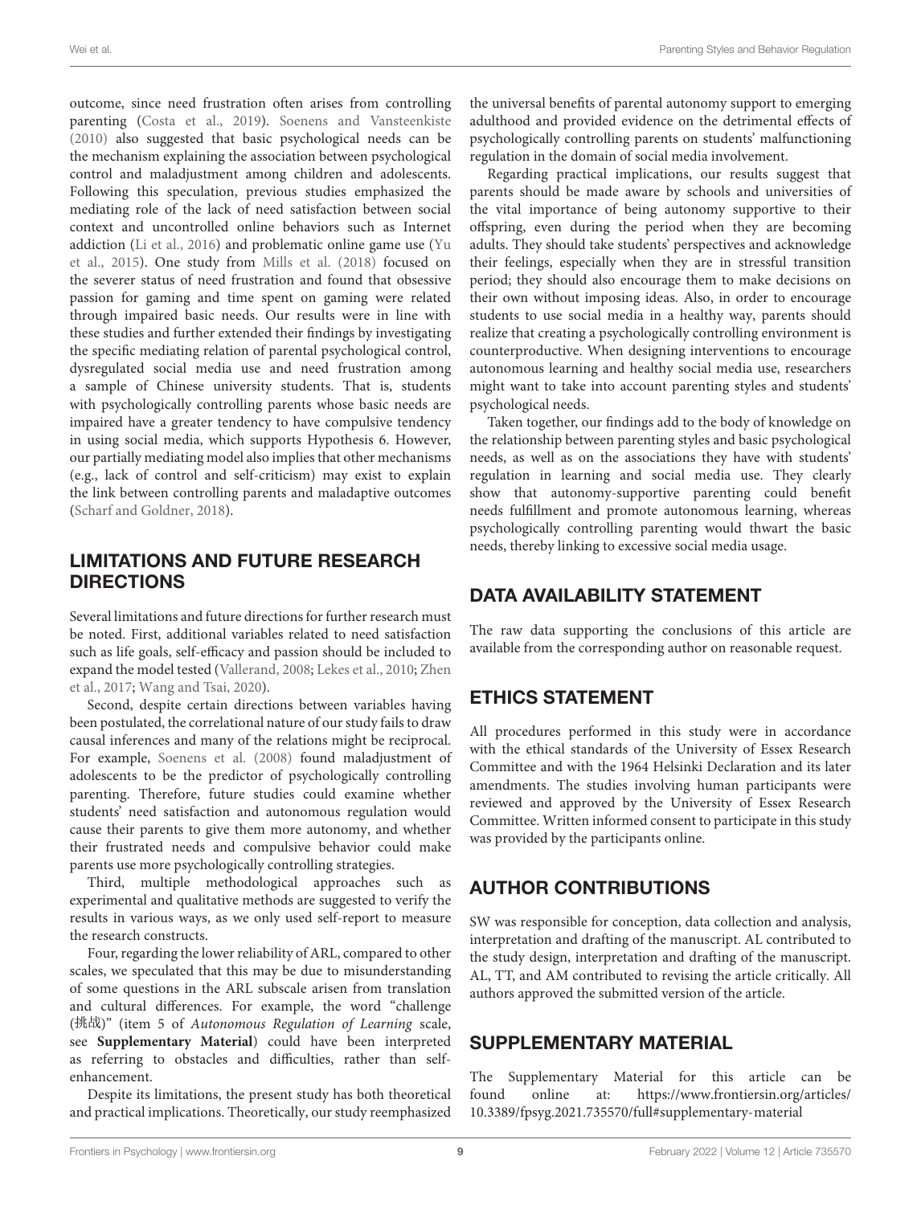outcome, since need frustration often arises from controlling parenting (Costa et al., 2019). Soenens and Vansteenkiste (2010) also suggested that basic psychological needs can be the mechanism explaining the association between psychological control and maladjustment among children and adolescents. Following this speculation, previous studies emphasized the mediating role of the lack of need satisfaction between social context and uncontrolled online behaviors such as Internet addiction (Li et al., 2016) and problematic online game use (Yu et al., 2015). One study from Mills et al. (2018) focused on the severer status of need frustration and found that obsessive passion for gaming and time spent on gaming were related through impaired basic needs. Our results were in line with these studies and further extended their findings by investigating the specific mediating relation of parental psychological control, dysregulated social media use and need frustration among a sample of Chinese university students. That is, students with psychologically controlling parents whose basic needs are impaired have a greater tendency to have compulsive tendency in using social media, which supports Hypothesis 6. However, our partially mediating model also implies that other mechanisms (e.g., lack of control and self-criticism) may exist to explain the link between controlling parents and maladaptive outcomes (Scharf and Goldner, 2018).

## LIMITATIONS AND FUTURE RESEARCH DIRECTIONS

Several limitations and future directions for further research must be noted. First, additional variables related to need satisfaction such as life goals, self-efficacy and passion should be included to expand the model tested (Vallerand, 2008; Lekes et al., 2010; Zhen et al., 2017; Wang and Tsai, 2020).

Second, despite certain directions between variables having been postulated, the correlational nature of our study fails to draw causal inferences and many of the relations might be reciprocal. For example, Soenens et al. (2008) found maladjustment of adolescents to be the predictor of psychologically controlling parenting. Therefore, future studies could examine whether students' need satisfaction and autonomous regulation would cause their parents to give them more autonomy, and whether their frustrated needs and compulsive behavior could make parents use more psychologically controlling strategies.

Third, multiple methodological approaches such as experimental and qualitative methods are suggested to verify the results in various ways, as we only used self-report to measure the research constructs.

Four, regarding the lower reliability of ARL, compared to other scales, we speculated that this may be due to misunderstanding of some questions in the ARL subscale arisen from translation and cultural differences. For example, the word "challenge (挑战)" (item 5 of *Autonomous Regulation of Learning* scale, see **Supplementary Material**) could have been interpreted as referring to obstacles and difficulties, rather than self-enhancement.

Despite its limitations, the present study has both theoretical and practical implications. Theoretically, our study reemphasized the universal benefits of parental autonomy support to emerging adulthood and provided evidence on the detrimental effects of psychologically controlling parents on students' malfunctioning regulation in the domain of social media involvement.

Regarding practical implications, our results suggest that parents should be made aware by schools and universities of the vital importance of being autonomy supportive to their offspring, even during the period when they are becoming adults. They should take students' perspectives and acknowledge their feelings, especially when they are in stressful transition period; they should also encourage them to make decisions on their own without imposing ideas. Also, in order to encourage students to use social media in a healthy way, parents should realize that creating a psychologically controlling environment is counterproductive. When designing interventions to encourage autonomous learning and healthy social media use, researchers might want to take into account parenting styles and students' psychological needs.

Taken together, our findings add to the body of knowledge on the relationship between parenting styles and basic psychological needs, as well as on the associations they have with students' regulation in learning and social media use. They clearly show that autonomy-supportive parenting could benefit needs fulfillment and promote autonomous learning, whereas psychologically controlling parenting would thwart the basic needs, thereby linking to excessive social media usage.

## DATA AVAILABILITY STATEMENT

The raw data supporting the conclusions of this article are available from the corresponding author on reasonable request.

## ETHICS STATEMENT

All procedures performed in this study were in accordance with the ethical standards of the University of Essex Research Committee and with the 1964 Helsinki Declaration and its later amendments. The studies involving human participants were reviewed and approved by the University of Essex Research Committee. Written informed consent to participate in this study was provided by the participants online.

## AUTHOR CONTRIBUTIONS

SW was responsible for conception, data collection and analysis, interpretation and drafting of the manuscript. AL contributed to the study design, interpretation and drafting of the manuscript. AL, TT, and AM contributed to revising the article critically. All authors approved the submitted version of the article.

## SUPPLEMENTARY MATERIAL

The Supplementary Material for this article can be found online at: https://www.frontiersin.org/articles/10.3389/fpsyg.2021.735570/full#supplementary-material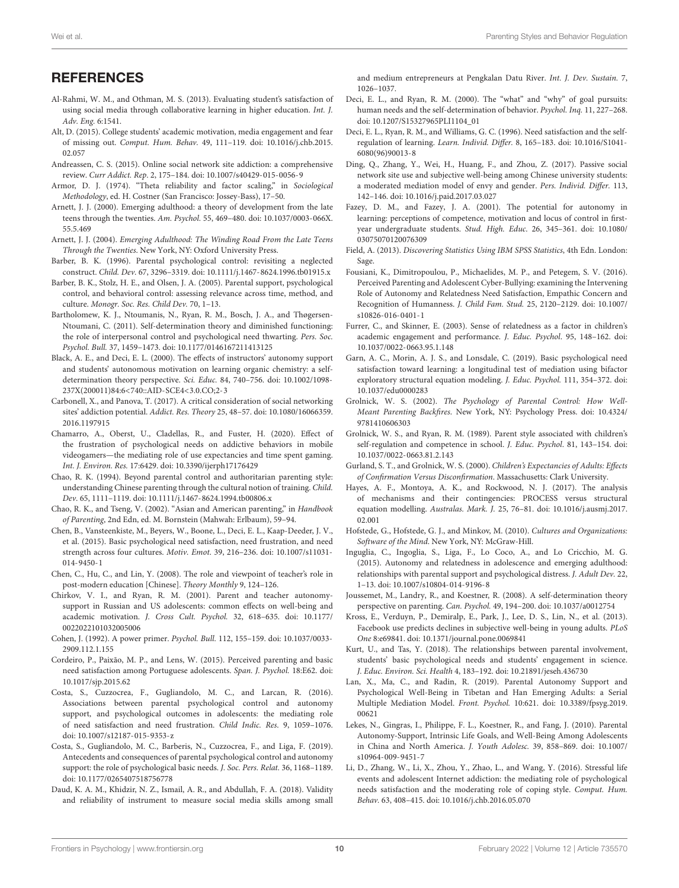## REFERENCES

Al-Rahmi, W. M., and Othman, M. S. (2013). Evaluating student's satisfaction of using social media through collaborative learning in higher education. *Int. J. Adv. Eng.* 6:1541.

Alt, D. (2015). College students' academic motivation, media engagement and fear of missing out. *Comput. Hum. Behav.* 49, 111–119. doi: 10.1016/j.chb.2015.02.057

Andreassen, C. S. (2015). Online social network site addiction: a comprehensive review. *Curr Addict. Rep.* 2, 175–184. doi: 10.1007/s40429-015-0056-9

Armor, D. J. (1974). "Theta reliability and factor scaling," in *Sociological Methodology*, ed. H. Costner (San Francisco: Jossey-Bass), 17–50.

Arnett, J. J. (2000). Emerging adulthood: a theory of development from the late teens through the twenties. *Am. Psychol.* 55, 469–480. doi: 10.1037/0003-066X.55.5.469

Arnett, J. J. (2004). *Emerging Adulthood: The Winding Road From the Late Teens Through the Twenties.* New York, NY: Oxford University Press.

Barber, B. K. (1996). Parental psychological control: revisiting a neglected construct. *Child. Dev.* 67, 3296–3319. doi: 10.1111/j.1467-8624.1996.tb01915.x

Barber, B. K., Stolz, H. E., and Olsen, J. A. (2005). Parental support, psychological control, and behavioral control: assessing relevance across time, method, and culture. *Monogr. Soc. Res. Child Dev.* 70, 1–13.

Bartholomew, K. J., Ntoumanis, N., Ryan, R. M., Bosch, J. A., and Thøgersen-Ntoumani, C. (2011). Self-determination theory and diminished functioning: the role of interpersonal control and psychological need thwarting. *Pers. Soc. Psychol. Bull.* 37, 1459–1473. doi: 10.1177/0146167211413125

Black, A. E., and Deci, E. L. (2000). The effects of instructors' autonomy support and students' autonomous motivation on learning organic chemistry: a self-determination theory perspective. *Sci. Educ.* 84, 740–756. doi: 10.1002/1098-237X(200011)84:6<740::AID-SCE4<3.0.CO;2-3

Carbonell, X., and Panova, T. (2017). A critical consideration of social networking sites' addiction potential. *Addict. Res. Theory* 25, 48–57. doi: 10.1080/16066359.2016.1197915

Chamarro, A., Oberst, U., Cladellas, R., and Fuster, H. (2020). Effect of the frustration of psychological needs on addictive behaviors in mobile videogamers—the mediating role of use expectancies and time spent gaming. *Int. J. Environ. Res.* 17:6429. doi: 10.3390/ijerph17176429

Chao, R. K. (1994). Beyond parental control and authoritarian parenting style: understanding Chinese parenting through the cultural notion of training. *Child. Dev.* 65, 1111–1119. doi: 10.1111/j.1467-8624.1994.tb00806.x

Chao, R. K., and Tseng, V. (2002). "Asian and American parenting," in *Handbook of Parenting*, 2nd Edn, ed. M. Bornstein (Mahwah: Erlbaum), 59–94.

Chen, B., Vansteenkiste, M., Beyers, W., Boone, L., Deci, E. L., Kaap-Deeder, J. V., et al. (2015). Basic psychological need satisfaction, need frustration, and need strength across four cultures. *Motiv. Emot.* 39, 216–236. doi: 10.1007/s11031-014-9450-1

Chen, C., Hu, C., and Lin, Y. (2008). The role and viewpoint of teacher's role in post-modern education [Chinese]. *Theory Monthly* 9, 124–126.

Chirkov, V. I., and Ryan, R. M. (2001). Parent and teacher autonomy-support in Russian and US adolescents: common effects on well-being and academic motivation. *J. Cross Cult. Psychol.* 32, 618–635. doi: 10.1177/0022022101032005006

Cohen, J. (1992). A power primer. *Psychol. Bull.* 112, 155–159. doi: 10.1037/0033-2909.112.1.155

Cordeiro, P., Paixão, M. P., and Lens, W. (2015). Perceived parenting and basic need satisfaction among Portuguese adolescents. *Span. J. Psychol.* 18:E62. doi: 10.1017/sjp.2015.62

Costa, S., Cuzzocrea, F., Gugliandolo, M. C., and Larcan, R. (2016). Associations between parental psychological control and autonomy support, and psychological outcomes in adolescents: the mediating role of need satisfaction and need frustration. *Child Indic. Res.* 9, 1059–1076. doi: 10.1007/s12187-015-9353-z

Costa, S., Gugliandolo, M. C., Barberis, N., Cuzzocrea, F., and Liga, F. (2019). Antecedents and consequences of parental psychological control and autonomy support: the role of psychological basic needs. *J. Soc. Pers. Relat.* 36, 1168–1189. doi: 10.1177/0265407518756778

Daud, K. A. M., Khidzir, N. Z., Ismail, A. R., and Abdullah, F. A. (2018). Validity and reliability of instrument to measure social media skills among small and medium entrepreneurs at Pengkalan Datu River. *Int. J. Dev. Sustain.* 7, 1026–1037.

Deci, E. L., and Ryan, R. M. (2000). The "what" and "why" of goal pursuits: human needs and the self-determination of behavior. *Psychol. Inq.* 11, 227–268. doi: 10.1207/S15327965PLI1104_01

Deci, E. L., Ryan, R. M., and Williams, G. C. (1996). Need satisfaction and the self-regulation of learning. *Learn. Individ. Differ.* 8, 165–183. doi: 10.1016/S1041-6080(96)90013-8

Ding, Q., Zhang, Y., Wei, H., Huang, F., and Zhou, Z. (2017). Passive social network site use and subjective well-being among Chinese university students: a moderated mediation model of envy and gender. *Pers. Individ. Differ.* 113, 142–146. doi: 10.1016/j.paid.2017.03.027

Fazey, D. M., and Fazey, J. A. (2001). The potential for autonomy in learning: perceptions of competence, motivation and locus of control in first-year undergraduate students. *Stud. High. Educ.* 26, 345–361. doi: 10.1080/03075070120076309

Field, A. (2013). *Discovering Statistics Using IBM SPSS Statistics*, 4th Edn. London: Sage.

Fousiani, K., Dimitropoulou, P., Michaelides, M. P., and Petegem, S. V. (2016). Perceived Parenting and Adolescent Cyber-Bullying: examining the Intervening Role of Autonomy and Relatedness Need Satisfaction, Empathic Concern and Recognition of Humanness. *J. Child Fam. Stud.* 25, 2120–2129. doi: 10.1007/s10826-016-0401-1

Furrer, C., and Skinner, E. (2003). Sense of relatedness as a factor in children's academic engagement and performance. *J. Educ. Psychol.* 95, 148–162. doi: 10.1037/0022-0663.95.1.148

Garn, A. C., Morin, A. J. S., and Lonsdale, C. (2019). Basic psychological need satisfaction toward learning: a longitudinal test of mediation using bifactor exploratory structural equation modeling. *J. Educ. Psychol.* 111, 354–372. doi: 10.1037/edu0000283

Grolnick, W. S. (2002). *The Psychology of Parental Control: How Well-Meant Parenting Backfires.* New York, NY: Psychology Press. doi: 10.4324/9781410606303

Grolnick, W. S., and Ryan, R. M. (1989). Parent style associated with children's self-regulation and competence in school. *J. Educ. Psychol.* 81, 143–154. doi: 10.1037/0022-0663.81.2.143

Gurland, S. T., and Grolnick, W. S. (2000). *Children's Expectancies of Adults: Effects of Confirmation Versus Disconfirmation.* Massachusetts: Clark University.

Hayes, A. F., Montoya, A. K., and Rockwood, N. J. (2017). The analysis of mechanisms and their contingencies: PROCESS versus structural equation modelling. *Australas. Mark. J.* 25, 76–81. doi: 10.1016/j.ausmj.2017.02.001

Hofstede, G., Hofstede, G. J., and Minkov, M. (2010). *Cultures and Organizations: Software of the Mind.* New York, NY: McGraw-Hill.

Inguglia, C., Ingoglia, S., Liga, F., Lo Coco, A., and Lo Cricchio, M. G. (2015). Autonomy and relatedness in adolescence and emerging adulthood: relationships with parental support and psychological distress. *J. Adult Dev.* 22, 1–13. doi: 10.1007/s10804-014-9196-8

Joussemet, M., Landry, R., and Koestner, R. (2008). A self-determination theory perspective on parenting. *Can. Psychol.* 49, 194–200. doi: 10.1037/a0012754

Kross, E., Verduyn, P., Demiralp, E., Park, J., Lee, D. S., Lin, N., et al. (2013). Facebook use predicts declines in subjective well-being in young adults. *PLoS One* 8:e69841. doi: 10.1371/journal.pone.0069841

Kurt, U., and Tas, Y. (2018). The relationships between parental involvement, students' basic psychological needs and students' engagement in science. *J. Educ. Environ. Sci. Health* 4, 183–192. doi: 10.21891/jeseh.436730

Lan, X., Ma, C., and Radin, R. (2019). Parental Autonomy Support and Psychological Well-Being in Tibetan and Han Emerging Adults: a Serial Multiple Mediation Model. *Front. Psychol.* 10:621. doi: 10.3389/fpsyg.2019.00621

Lekes, N., Gingras, I., Philippe, F. L., Koestner, R., and Fang, J. (2010). Parental Autonomy-Support, Intrinsic Life Goals, and Well-Being Among Adolescents in China and North America. *J. Youth Adolesc.* 39, 858–869. doi: 10.1007/s10964-009-9451-7

Li, D., Zhang, W., Li, X., Zhou, Y., Zhao, L., and Wang, Y. (2016). Stressful life events and adolescent Internet addiction: the mediating role of psychological needs satisfaction and the moderating role of coping style. *Comput. Hum. Behav.* 63, 408–415. doi: 10.1016/j.chb.2016.05.070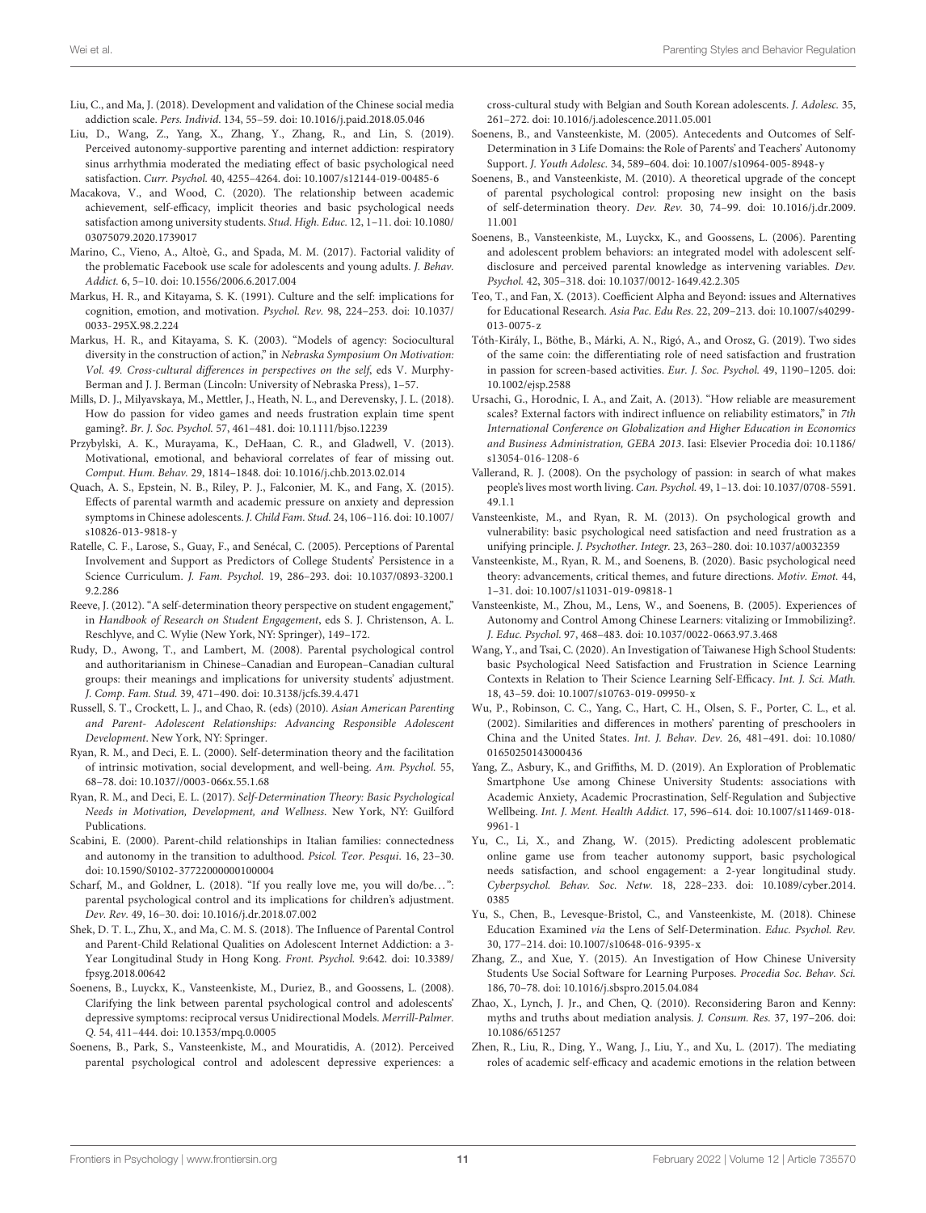Liu, C., and Ma, J. (2018). Development and validation of the Chinese social media addiction scale. *Pers. Individ.* 134, 55–59. doi: 10.1016/j.paid.2018.05.046

Liu, D., Wang, Z., Yang, X., Zhang, Y., Zhang, R., and Lin, S. (2019). Perceived autonomy-supportive parenting and internet addiction: respiratory sinus arrhythmia moderated the mediating effect of basic psychological need satisfaction. *Curr. Psychol.* 40, 4255–4264. doi: 10.1007/s12144-019-00485-6

Macakova, V., and Wood, C. (2020). The relationship between academic achievement, self-efficacy, implicit theories and basic psychological needs satisfaction among university students. *Stud. High. Educ.* 12, 1–11. doi: 10.1080/03075079.2020.1739017

Marino, C., Vieno, A., Altoè, G., and Spada, M. M. (2017). Factorial validity of the problematic Facebook use scale for adolescents and young adults. *J. Behav. Addict.* 6, 5–10. doi: 10.1556/2006.6.2017.004

Markus, H. R., and Kitayama, S. K. (1991). Culture and the self: implications for cognition, emotion, and motivation. *Psychol. Rev.* 98, 224–253. doi: 10.1037/0033-295X.98.2.224

Markus, H. R., and Kitayama, S. K. (2003). "Models of agency: Sociocultural diversity in the construction of action," in *Nebraska Symposium On Motivation: Vol. 49. Cross-cultural differences in perspectives on the self*, eds V. Murphy-Berman and J. J. Berman (Lincoln: University of Nebraska Press), 1–57.

Mills, D. J., Milyavskaya, M., Mettler, J., Heath, N. L., and Derevensky, J. L. (2018). How do passion for video games and needs frustration explain time spent gaming?. *Br. J. Soc. Psychol.* 57, 461–481. doi: 10.1111/bjso.12239

Przybylski, A. K., Murayama, K., DeHaan, C. R., and Gladwell, V. (2013). Motivational, emotional, and behavioral correlates of fear of missing out. *Comput. Hum. Behav.* 29, 1814–1848. doi: 10.1016/j.chb.2013.02.014

Quach, A. S., Epstein, N. B., Riley, P. J., Falconier, M. K., and Fang, X. (2015). Effects of parental warmth and academic pressure on anxiety and depression symptoms in Chinese adolescents. *J. Child Fam. Stud.* 24, 106–116. doi: 10.1007/s10826-013-9818-y

Ratelle, C. F., Larose, S., Guay, F., and Senécal, C. (2005). Perceptions of Parental Involvement and Support as Predictors of College Students' Persistence in a Science Curriculum. *J. Fam. Psychol.* 19, 286–293. doi: 10.1037/0893-3200.19.2.286

Reeve, J. (2012). "A self-determination theory perspective on student engagement," in *Handbook of Research on Student Engagement*, eds S. J. Christenson, A. L. Reschlyve, and C. Wylie (New York, NY: Springer), 149–172.

Rudy, D., Awong, T., and Lambert, M. (2008). Parental psychological control and authoritarianism in Chinese–Canadian and European–Canadian cultural groups: their meanings and implications for university students' adjustment. *J. Comp. Fam. Stud.* 39, 471–490. doi: 10.3138/jcfs.39.4.471

Russell, S. T., Crockett, L. J., and Chao, R. (eds) (2010). *Asian American Parenting and Parent- Adolescent Relationships: Advancing Responsible Adolescent Development*. New York, NY: Springer.

Ryan, R. M., and Deci, E. L. (2000). Self-determination theory and the facilitation of intrinsic motivation, social development, and well-being. *Am. Psychol.* 55, 68–78. doi: 10.1037//0003-066x.55.1.68

Ryan, R. M., and Deci, E. L. (2017). *Self-Determination Theory: Basic Psychological Needs in Motivation, Development, and Wellness*. New York, NY: Guilford Publications.

Scabini, E. (2000). Parent-child relationships in Italian families: connectedness and autonomy in the transition to adulthood. *Psicol. Teor. Pesqui.* 16, 23–30. doi: 10.1590/S0102-37722000000100004

Scharf, M., and Goldner, L. (2018). "If you really love me, you will do/be…": parental psychological control and its implications for children's adjustment. *Dev. Rev.* 49, 16–30. doi: 10.1016/j.dr.2018.07.002

Shek, D. T. L., Zhu, X., and Ma, C. M. S. (2018). The Influence of Parental Control and Parent-Child Relational Qualities on Adolescent Internet Addiction: a 3-Year Longitudinal Study in Hong Kong. *Front. Psychol.* 9:642. doi: 10.3389/fpsyg.2018.00642

Soenens, B., Luyckx, K., Vansteenkiste, M., Duriez, B., and Goossens, L. (2008). Clarifying the link between parental psychological control and adolescents' depressive symptoms: reciprocal versus Unidirectional Models. *Merrill-Palmer. Q.* 54, 411–444. doi: 10.1353/mpq.0.0005

Soenens, B., Park, S., Vansteenkiste, M., and Mouratidis, A. (2012). Perceived parental psychological control and adolescent depressive experiences: a cross-cultural study with Belgian and South Korean adolescents. *J. Adolesc.* 35, 261–272. doi: 10.1016/j.adolescence.2011.05.001

Soenens, B., and Vansteenkiste, M. (2005). Antecedents and Outcomes of Self-Determination in 3 Life Domains: the Role of Parents' and Teachers' Autonomy Support. *J. Youth Adolesc.* 34, 589–604. doi: 10.1007/s10964-005-8948-y

Soenens, B., and Vansteenkiste, M. (2010). A theoretical upgrade of the concept of parental psychological control: proposing new insight on the basis of self-determination theory. *Dev. Rev.* 30, 74–99. doi: 10.1016/j.dr.2009.11.001

Soenens, B., Vansteenkiste, M., Luyckx, K., and Goossens, L. (2006). Parenting and adolescent problem behaviors: an integrated model with adolescent self-disclosure and perceived parental knowledge as intervening variables. *Dev. Psychol.* 42, 305–318. doi: 10.1037/0012-1649.42.2.305

Teo, T., and Fan, X. (2013). Coefficient Alpha and Beyond: issues and Alternatives for Educational Research. *Asia Pac. Edu Res.* 22, 209–213. doi: 10.1007/s40299-013-0075-z

Tóth-Király, I., Böthe, B., Márki, A. N., Rigó, A., and Orosz, G. (2019). Two sides of the same coin: the differentiating role of need satisfaction and frustration in passion for screen-based activities. *Eur. J. Soc. Psychol.* 49, 1190–1205. doi: 10.1002/ejsp.2588

Ursachi, G., Horodnic, I. A., and Zait, A. (2013). "How reliable are measurement scales? External factors with indirect influence on reliability estimators," in *7th International Conference on Globalization and Higher Education in Economics and Business Administration, GEBA 2013*. Iasi: Elsevier Procedia doi: 10.1186/s13054-016-1208-6

Vallerand, R. J. (2008). On the psychology of passion: in search of what makes people's lives most worth living. *Can. Psychol.* 49, 1–13. doi: 10.1037/0708-5591.49.1.1

Vansteenkiste, M., and Ryan, R. M. (2013). On psychological growth and vulnerability: basic psychological need satisfaction and need frustration as a unifying principle. *J. Psychother. Integr.* 23, 263–280. doi: 10.1037/a0032359

Vansteenkiste, M., Ryan, R. M., and Soenens, B. (2020). Basic psychological need theory: advancements, critical themes, and future directions. *Motiv. Emot.* 44, 1–31. doi: 10.1007/s11031-019-09818-1

Vansteenkiste, M., Zhou, M., Lens, W., and Soenens, B. (2005). Experiences of Autonomy and Control Among Chinese Learners: vitalizing or Immobilizing?. *J. Educ. Psychol.* 97, 468–483. doi: 10.1037/0022-0663.97.3.468

Wang, Y., and Tsai, C. (2020). An Investigation of Taiwanese High School Students: basic Psychological Need Satisfaction and Frustration in Science Learning Contexts in Relation to Their Science Learning Self-Efficacy. *Int. J. Sci. Math.* 18, 43–59. doi: 10.1007/s10763-019-09950-x

Wu, P., Robinson, C. C., Yang, C., Hart, C. H., Olsen, S. F., Porter, C. L., et al. (2002). Similarities and differences in mothers' parenting of preschoolers in China and the United States. *Int. J. Behav. Dev.* 26, 481–491. doi: 10.1080/01650250143000436

Yang, Z., Asbury, K., and Griffiths, M. D. (2019). An Exploration of Problematic Smartphone Use among Chinese University Students: associations with Academic Anxiety, Academic Procrastination, Self-Regulation and Subjective Wellbeing. *Int. J. Ment. Health Addict.* 17, 596–614. doi: 10.1007/s11469-018-9961-1

Yu, C., Li, X., and Zhang, W. (2015). Predicting adolescent problematic online game use from teacher autonomy support, basic psychological needs satisfaction, and school engagement: a 2-year longitudinal study. *Cyberpsychol. Behav. Soc. Netw.* 18, 228–233. doi: 10.1089/cyber.2014.0385

Yu, S., Chen, B., Levesque-Bristol, C., and Vansteenkiste, M. (2018). Chinese Education Examined *via* the Lens of Self-Determination. *Educ. Psychol. Rev.* 30, 177–214. doi: 10.1007/s10648-016-9395-x

Zhang, Z., and Xue, Y. (2015). An Investigation of How Chinese University Students Use Social Software for Learning Purposes. *Procedia Soc. Behav. Sci.* 186, 70–78. doi: 10.1016/j.sbspro.2015.04.084

Zhao, X., Lynch, J. Jr., and Chen, Q. (2010). Reconsidering Baron and Kenny: myths and truths about mediation analysis. *J. Consum. Res.* 37, 197–206. doi: 10.1086/651257

Zhen, R., Liu, R., Ding, Y., Wang, J., Liu, Y., and Xu, L. (2017). The mediating roles of academic self-efficacy and academic emotions in the relation between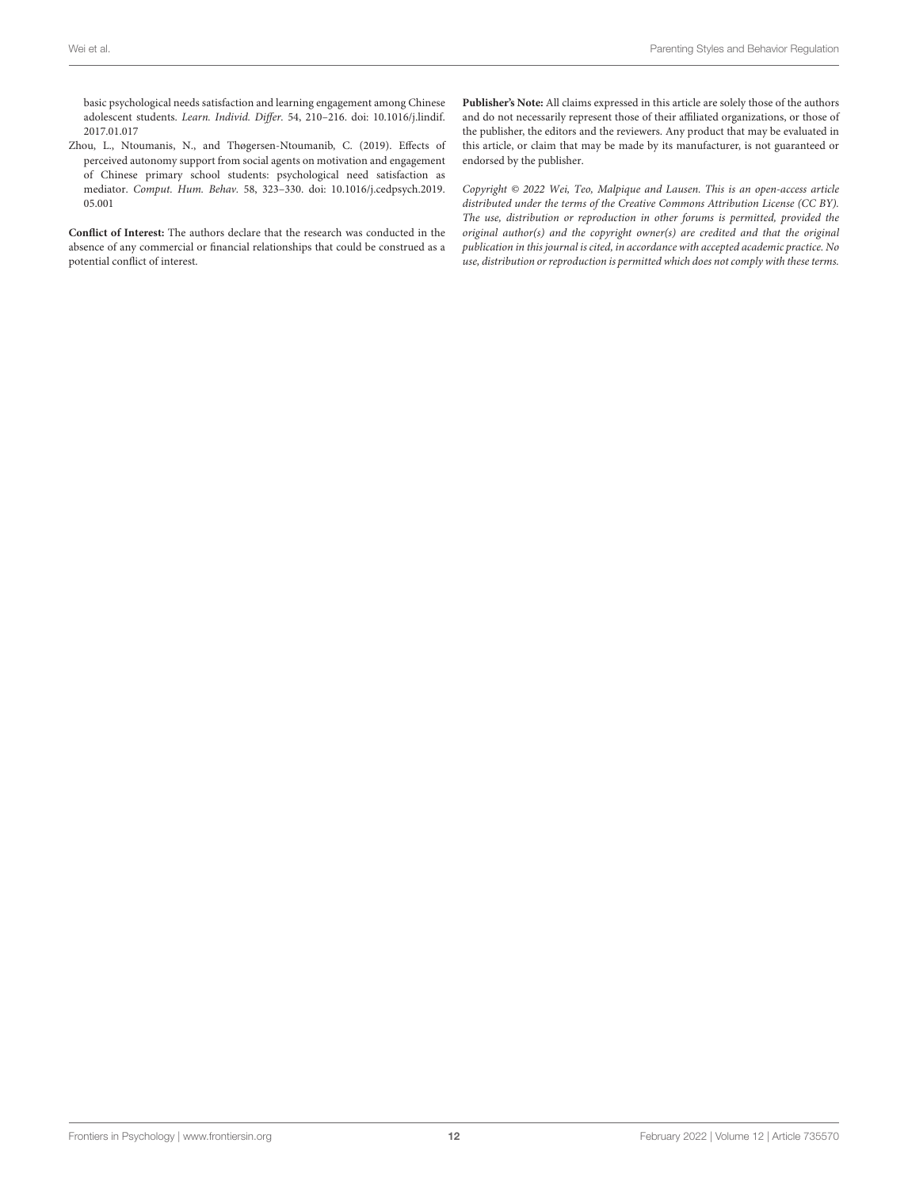basic psychological needs satisfaction and learning engagement among Chinese adolescent students. *Learn. Individ. Differ.* 54, 210–216. doi: 10.1016/j.lindif.2017.01.017

Zhou, L., Ntoumanis, N., and Thøgersen-Ntoumanib, C. (2019). Effects of perceived autonomy support from social agents on motivation and engagement of Chinese primary school students: psychological need satisfaction as mediator. *Comput. Hum. Behav.* 58, 323–330. doi: 10.1016/j.cedpsych.2019.05.001

**Conflict of Interest:** The authors declare that the research was conducted in the absence of any commercial or financial relationships that could be construed as a potential conflict of interest.

**Publisher's Note:** All claims expressed in this article are solely those of the authors and do not necessarily represent those of their affiliated organizations, or those of the publisher, the editors and the reviewers. Any product that may be evaluated in this article, or claim that may be made by its manufacturer, is not guaranteed or endorsed by the publisher.

*Copyright © 2022 Wei, Teo, Malpique and Lausen. This is an open-access article distributed under the terms of the Creative Commons Attribution License (CC BY). The use, distribution or reproduction in other forums is permitted, provided the original author(s) and the copyright owner(s) are credited and that the original publication in this journal is cited, in accordance with accepted academic practice. No use, distribution or reproduction is permitted which does not comply with these terms.*